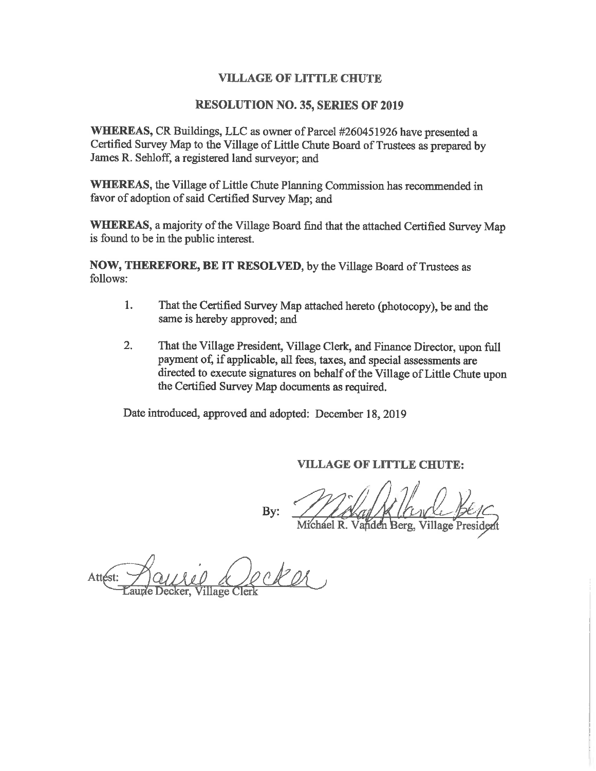## VILLAGE OF LITTLE CHUTE

## RESOLUTION NO. 35, SERIES OF 2019

**WHEREAS,** CR Buildings, LLC as owner of Parcel #260451926 have presented a Certified Survey Map to the Village of Little Chute Board of Trustees as prepared by James R. Sehloff, a registered land surveyor; and

**WHEREAS,** the Village of Little Chute Planning Commission has recommended in favor of adoption of said Certified Survey Map; and

**WHEREAS,** a majority of the Village Board find that the attached Certified Survey Map is found to be in the public interest.

**NOW, THEREFORE, BE IT RESOLVED,** by the Village Board of Trustees as follows:

1. That the Certified Survey Map attached hereto (photocopy), be and the same is hereby approved; and

2. That the Village President, Village Clerk, and Finance Director, upon full payment of, if applicable, all fees, taxes, and special assessments are directed to execute signatures on behalf of the Village of Little Chute upon the Certified Survey Map documents as required.

Date introduced, approved and adopted: December 18, 2019

**VILLAGE OF LITTLE CHUTE:**

By: ______________________
Michael R. Vanden Berg, Village President

Attest: ______________________
Laurie Decker, Village Clerk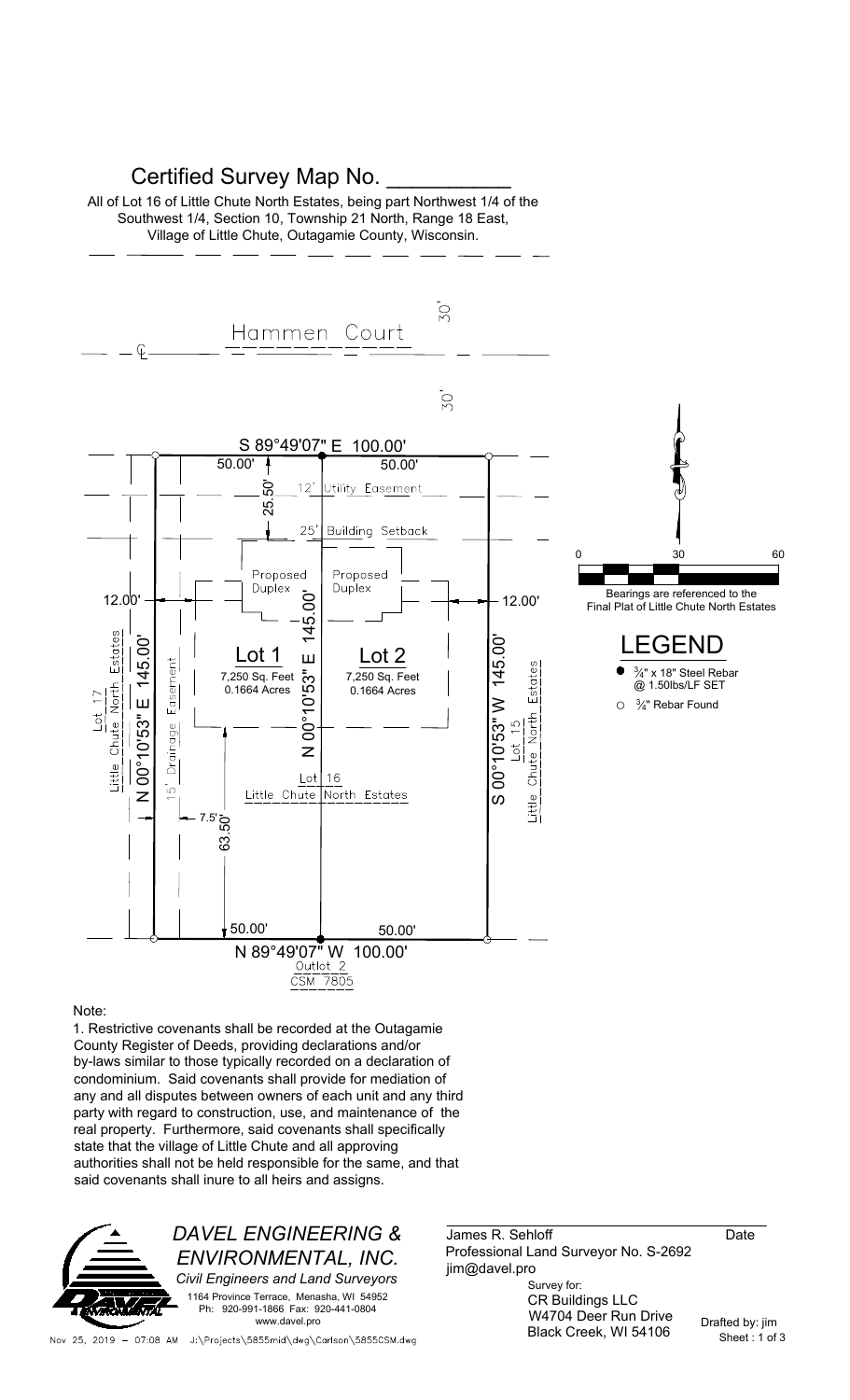# Certified Survey Map No. __________

All of Lot 16 of Little Chute North Estates, being part Northwest 1/4 of the Southwest 1/4, Section 10, Township 21 North, Range 18 East, Village of Little Chute, Outagamie County, Wisconsin.

Hammen Court

30'

30'

S 89°49'07" E 100.00'

50.00' 50.00'

25.50'

12' Utility Easement

25' Building Setback

Proposed Duplex

Proposed Duplex

12.00'

12.00'

N 00°10'53" E 145.00'

Lot 1
7,250 Sq. Feet
0.1664 Acres

Lot 2
7,250 Sq. Feet
0.1664 Acres

Lot 17
Little Chute North Estates

N 00°10'53" E 145.00'

15' Drainage Easement

S 00°10'53" W 145.00'

Lot 15
Little Chute North Estates

Lot 16
Little Chute North Estates

7.5'

63.50'

50.00' 50.00'

N 89°49'07" W 100.00'

Outlot 2
CSM 7805

0 30 60

Bearings are referenced to the Final Plat of Little Chute North Estates

## LEGEND

- ● ¾" x 18" Steel Rebar @ 1.50lbs/LF SET
- ○ ¾" Rebar Found

Note:

1. Restrictive covenants shall be recorded at the Outagamie County Register of Deeds, providing declarations and/or by-laws similar to those typically recorded on a declaration of condominium. Said covenants shall provide for mediation of any and all disputes between owners of each unit and any third party with regard to construction, use, and maintenance of the real property. Furthermore, said covenants shall specifically state that the village of Little Chute and all approving authorities shall not be held responsible for the same, and that said covenants shall inure to all heirs and assigns.

*DAVEL ENGINEERING & ENVIRONMENTAL, INC.*
*Civil Engineers and Land Surveyors*
1164 Province Terrace, Menasha, WI 54952
Ph: 920-991-1866 Fax: 920-441-0804
www.davel.pro

James R. Sehloff ______ Date
Professional Land Surveyor No. S-2692
jim@davel.pro

Survey for:
CR Buildings LLC
W4704 Deer Run Drive
Black Creek, WI 54106

Drafted by: jim
Sheet : 1 of 3

Nov 25, 2019 – 07:08 AM J:\Projects\5855mid\dwg\Carlson\5855CSM.dwg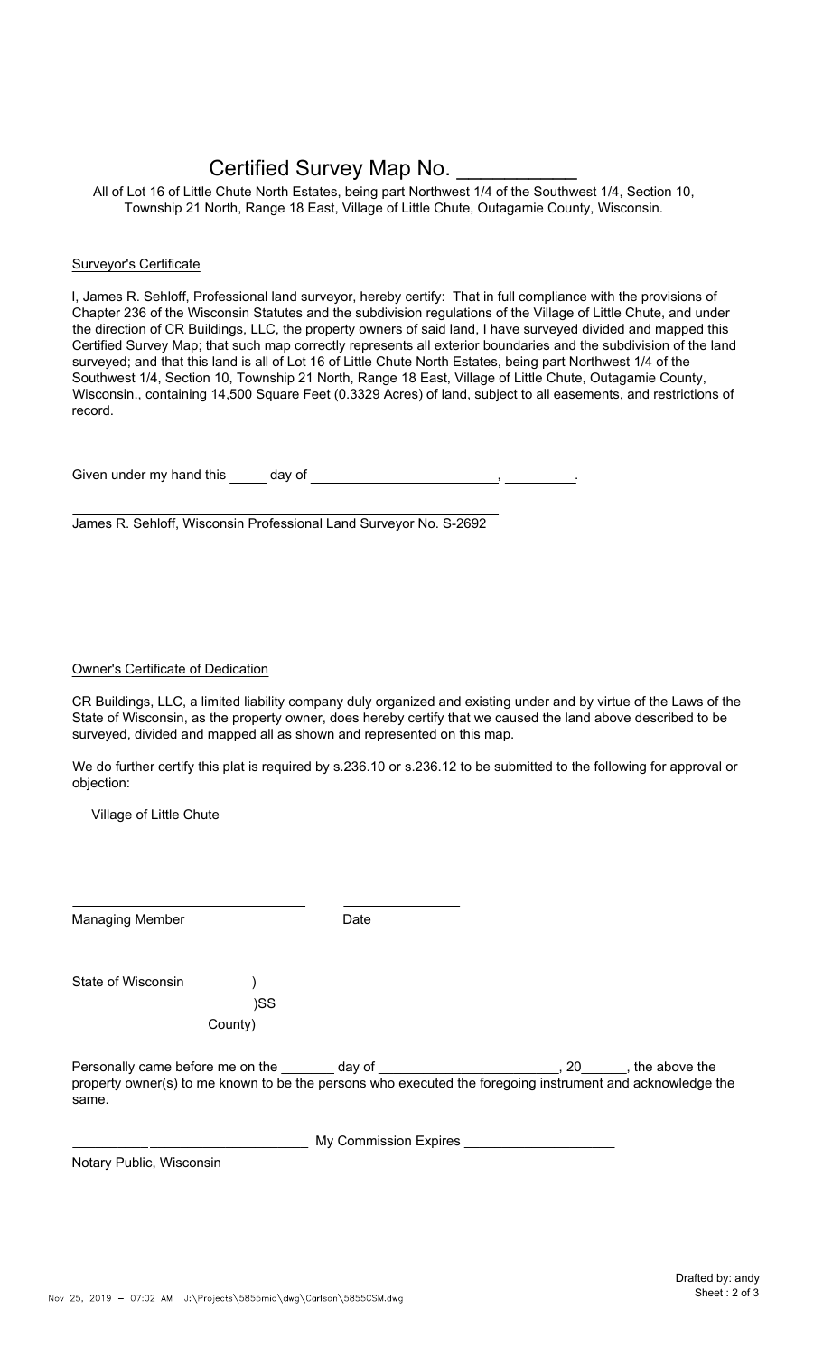# Certified Survey Map No. \_\_\_\_\_\_\_\_\_\_

All of Lot 16 of Little Chute North Estates, being part Northwest 1/4 of the Southwest 1/4, Section 10, Township 21 North, Range 18 East, Village of Little Chute, Outagamie County, Wisconsin.

## Surveyor's Certificate

I, James R. Sehloff, Professional land surveyor, hereby certify: That in full compliance with the provisions of Chapter 236 of the Wisconsin Statutes and the subdivision regulations of the Village of Little Chute, and under the direction of CR Buildings, LLC, the property owners of said land, I have surveyed divided and mapped this Certified Survey Map; that such map correctly represents all exterior boundaries and the subdivision of the land surveyed; and that this land is all of Lot 16 of Little Chute North Estates, being part Northwest 1/4 of the Southwest 1/4, Section 10, Township 21 North, Range 18 East, Village of Little Chute, Outagamie County, Wisconsin., containing 14,500 Square Feet (0.3329 Acres) of land, subject to all easements, and restrictions of record.

Given under my hand this \_\_\_\_\_ day of \_\_\_\_\_\_\_\_\_\_\_\_\_\_\_\_\_\_\_\_\_\_\_\_, \_\_\_\_\_\_\_\_\_.

\_\_\_\_\_\_\_\_\_\_\_\_\_\_\_\_\_\_\_\_\_\_\_\_\_\_\_\_\_\_\_\_\_\_\_\_\_\_\_\_\_\_\_\_\_\_

James R. Sehloff, Wisconsin Professional Land Surveyor No. S-2692

## Owner's Certificate of Dedication

CR Buildings, LLC, a limited liability company duly organized and existing under and by virtue of the Laws of the State of Wisconsin, as the property owner, does hereby certify that we caused the land above described to be surveyed, divided and mapped all as shown and represented on this map.

We do further certify this plat is required by s.236.10 or s.236.12 to be submitted to the following for approval or objection:

Village of Little Chute

\_\_\_\_\_\_\_\_\_\_\_\_\_\_\_\_\_\_\_\_\_\_\_\_\_\_\_\_\_\_ \_\_\_\_\_\_\_\_\_\_\_\_\_\_\_

Managing Member Date

State of Wisconsin )

)SS

\_\_\_\_\_\_\_\_\_\_\_\_\_\_\_\_\_County)

Personally came before me on the \_\_\_\_\_\_\_ day of \_\_\_\_\_\_\_\_\_\_\_\_\_\_\_\_\_\_\_\_\_\_\_, 20\_\_\_\_\_\_, the above the property owner(s) to me known to be the persons who executed the foregoing instrument and acknowledge the same.

\_\_\_\_\_\_\_\_\_\_\_\_\_\_\_\_\_\_\_\_\_\_\_\_\_\_\_\_\_\_ My Commission Expires \_\_\_\_\_\_\_\_\_\_\_\_\_\_\_\_\_\_\_\_

Notary Public, Wisconsin

Drafted by: andy

Sheet : 2 of 3

Nov 25, 2019 – 07:02 AM J:\Projects\5855mid\dwg\Carlson\5855CSM.dwg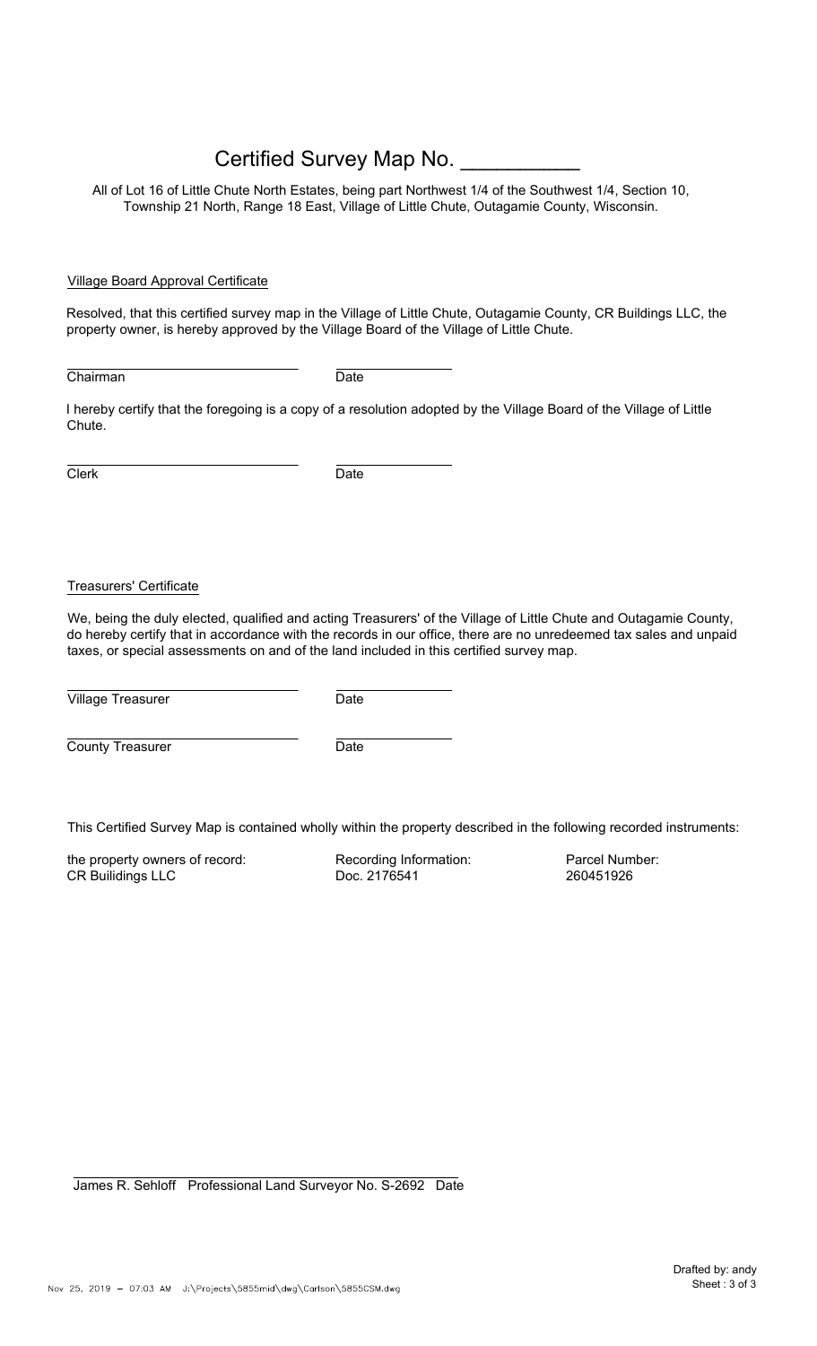# Certified Survey Map No. ___________

All of Lot 16 of Little Chute North Estates, being part Northwest 1/4 of the Southwest 1/4, Section 10, Township 21 North, Range 18 East, Village of Little Chute, Outagamie County, Wisconsin.

## Village Board Approval Certificate

Resolved, that this certified survey map in the Village of Little Chute, Outagamie County, CR Buildings LLC, the property owner, is hereby approved by the Village Board of the Village of Little Chute.

______________________________ ______________
Chairman Date

I hereby certify that the foregoing is a copy of a resolution adopted by the Village Board of the Village of Little Chute.

______________________________ ______________
Clerk Date

## Treasurers' Certificate

We, being the duly elected, qualified and acting Treasurers' of the Village of Little Chute and Outagamie County, do hereby certify that in accordance with the records in our office, there are no unredeemed tax sales and unpaid taxes, or special assessments on and of the land included in this certified survey map.

______________________________ ______________
Village Treasurer Date

______________________________ ______________
County Treasurer Date

This Certified Survey Map is contained wholly within the property described in the following recorded instruments:

| the property owners of record: | Recording Information: | Parcel Number: |
|---|---|---|
| CR Builidings LLC | Doc. 2176541 | 260451926 |

______________________________________________
James R. Sehloff Professional Land Surveyor No. S-2692 Date

Drafted by: andy

Nov 25, 2019 – 07:03 AM J:\Projects\5855mid\dwg\Carlson\5855CSM.dwg